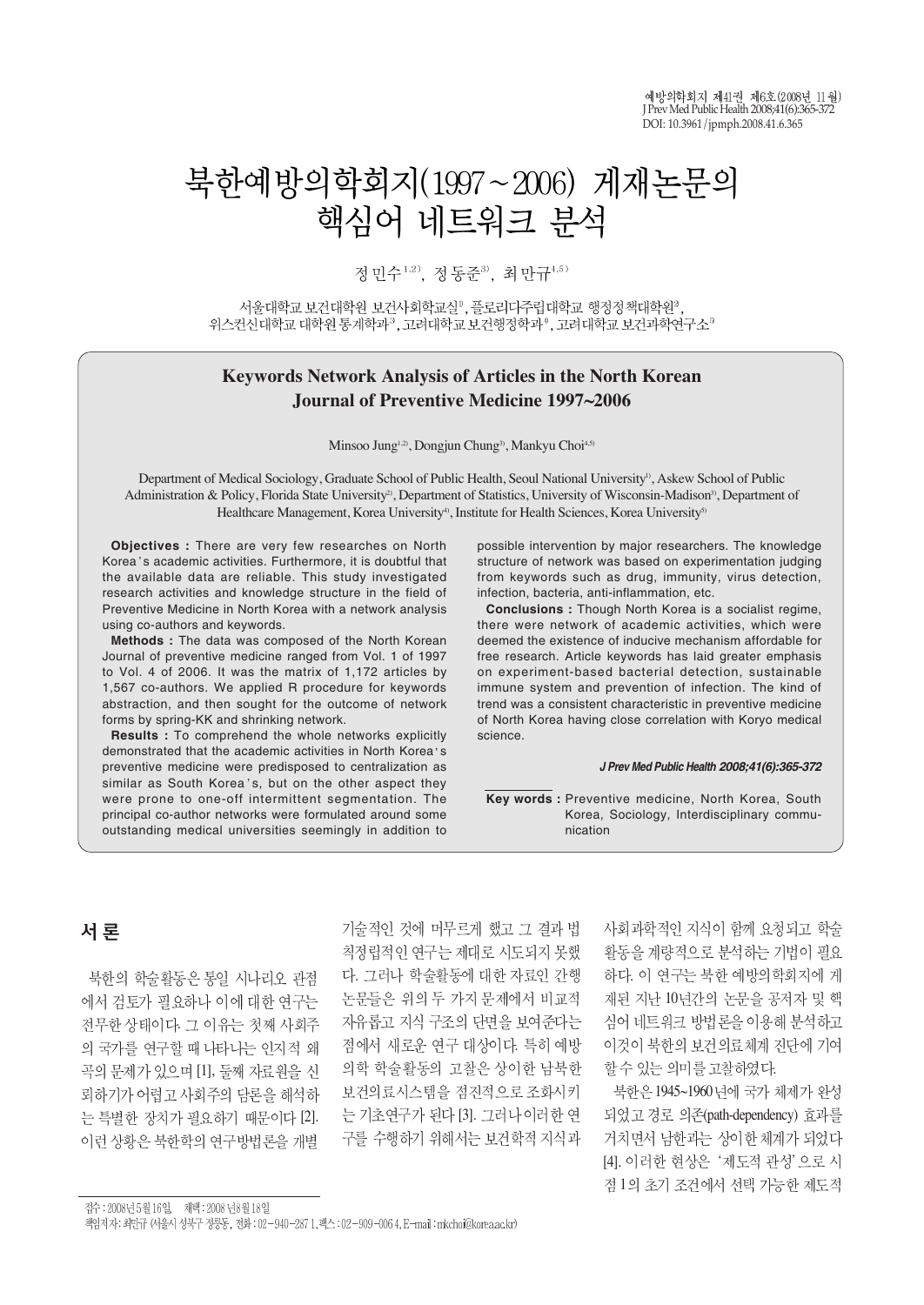# 북한예방의학회지(1997~2006) 게재논문의 핵심어 네트워크 분석

정민수[1,2], 정동준[3], 최만규[4,5]

서울대학교 보건대학원 보건사회학교실[1], 플로리다주립대학교 행정정책대학원[2], 위스컨신대학교 대학원 통계학과[3], 고려대학교 보건행정학과[4], 고려대학교 보건과학연구소[5]

## Keywords Network Analysis of Articles in the North Korean Journal of Preventive Medicine 1997~2006

Minsoo Jung[1,2], Dongjun Chung[3], Mankyu Choi[4,5]

Department of Medical Sociology, Graduate School of Public Health, Seoul National University[1], Askew School of Public Administration & Policy, Florida State University[2], Department of Statistics, University of Wisconsin-Madison[3], Department of Healthcare Management, Korea University[4], Institute for Health Sciences, Korea University[5]

**Objectives :** There are very few researches on North Korea's academic activities. Furthermore, it is doubtful that the available data are reliable. This study investigated research activities and knowledge structure in the field of Preventive Medicine in North Korea with a network analysis using co-authors and keywords.

**Methods :** The data was composed of the North Korean Journal of preventive medicine ranged from Vol. 1 of 1997 to Vol. 4 of 2006. It was the matrix of 1,172 articles by 1,567 co-authors. We applied R procedure for keywords abstraction, and then sought for the outcome of network forms by spring-KK and shrinking network.

**Results :** To comprehend the whole networks explicitly demonstrated that the academic activities in North Korea's preventive medicine were predisposed to centralization as similar as South Korea's, but on the other aspect they were prone to one-off intermittent segmentation. The principal co-author networks were formulated around some outstanding medical universities seemingly in addition to possible intervention by major researchers. The knowledge structure of network was based on experimentation judging from keywords such as drug, immunity, virus detection, infection, bacteria, anti-inflammation, etc.

**Conclusions :** Though North Korea is a socialist regime, there were network of academic activities, which were deemed the existence of inducive mechanism affordable for free research. Article keywords has laid greater emphasis on experiment-based bacterial detection, sustainable immune system and prevention of infection. The kind of trend was a consistent characteristic in preventive medicine of North Korea having close correlation with Koryo medical science.

*J Prev Med Public Health 2008;41(6):365-372*

**Key words :** Preventive medicine, North Korea, South Korea, Sociology, Interdisciplinary communication

## 서 론

북한의 학술활동은 통일 시나리오 관점에서 검토가 필요하나 이에 대한 연구는 전무한 상태이다. 그 이유는 첫째 사회주의 국가를 연구할 때 나타나는 인지적 왜곡의 문제가 있으며 [1], 둘째 자료원을 신뢰하기가 어렵고 사회주의 담론을 해석하는 특별한 장치가 필요하기 때문이다 [2]. 이런 상황은 북한학의 연구방법론을 개별 기술적인 것에 머무르게 했고 그 결과 법칙정립적인 연구는 제대로 시도되지 못했다. 그러나 학술활동에 대한 자료인 간행논문들은 위의 두 가지 문제에서 비교적 자유롭고 지식 구조의 단면을 보여준다는 점에서 새로운 연구 대상이다. 특히 예방의학 학술활동의 고찰은 상이한 남북한 보건의료시스템을 점진적으로 조화시키는 기초연구가 된다 [3]. 그러나 이러한 연구를 수행하기 위해서는 보건학적 지식과 사회과학적인 지식이 함께 요청되고 학술활동을 계량적으로 분석하는 기법이 필요하다. 이 연구는 북한 예방의학회지에 게재된 지난 10년간의 논문을 공저자 및 핵심어 네트워크 방법론을 이용해 분석하고 이것이 북한의 보건의료체계 진단에 기여할 수 있는 의미를 고찰하였다.

북한은 1945~1960년에 국가 체제가 완성되었고 경로 의존(path-dependency) 효과를 거치면서 남한과는 상이한 체계가 되었다 [4]. 이러한 현상은 '제도적 관성'으로 시점 1의 초기 조건에서 선택 가능한 제도적

접수 : 2008년 5월 16일, 채택 : 2008년 8월 18일
책임저자 : 최만규 (서울시 성북구 정릉동, 전화 : 02-940-2871, 팩스 : 02-909-0064, E-mail : mkchoi@korea.ac.kr)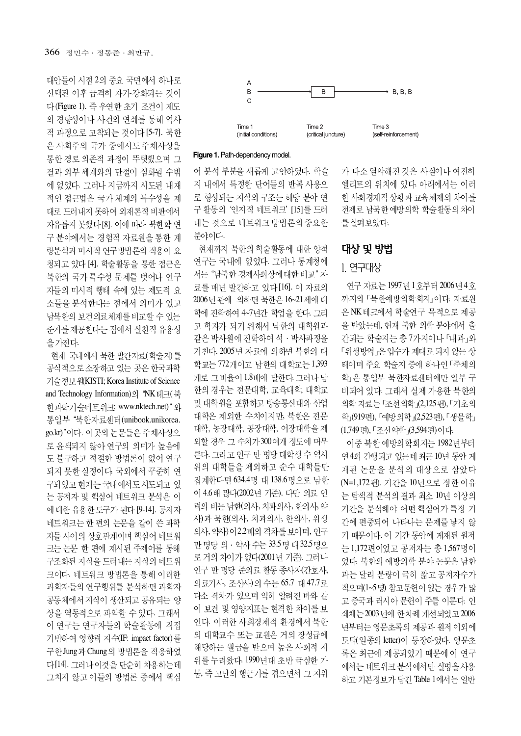대안들이 시점 2의 중요 국면에서 하나로 선택된 이후 급격히 자가-강화되는 것이다(Figure 1). 즉 우연한 초기 조건이 제도의 경향성이나 사건의 연쇄를 통해 역사적 과정으로 고착되는 것이다[5-7]. 북한은 사회주의 국가 중에서도 주체사상을 통한 경로 의존적 과정이 뚜렷했으며 그 결과 외부 세계와의 단절이 심화될 수밖에 없었다. 그러나 지금까지 시도된 내재적인 접근법은 국가 체계의 특수성을 제대로 드러내지 못하여 외재론적 비판에서 자유롭지 못했다[8]. 이에 따라 북한학 연구 분야에서는 경험적 자료원을 통한 계량분석과 미시적 연구방법론의 적용이 요청되고 있다 [4]. 학술활동을 통한 접근은 북한의 국가 특수성 문제를 벗어나 연구자들의 미시적 행태 속에 있는 제도적 요소들을 분석한다는 점에서 의미가 있고 남북한의 보건의료체계를 비교할 수 있는 준거를 제공한다는 점에서 실천적 유용성을 가진다.

현재 국내에서 북한 발간자료(학술지)를 공식적으로 소장하고 있는 곳은 한국과학기술정보원(KISTI; Korea Institute of Science and Technology Information)의 "NK테크(북한과학기술네트워크; www.nktech.net)"와 통일부 "북한자료센터(unibook.unikorea.go.kr)"이다. 이곳의 논문들은 주체사상으로 윤색되지 않아 연구의 의미가 높음에도 불구하고 적절한 방법론이 없어 연구되지 못한 실정이다. 국외에서 꾸준히 연구되었고 현재는 국내에서도 시도되고 있는 공저자 및 핵심어 네트워크 분석은 이에 대한 유용한 도구가 된다 [9-14]. 공저자 네트워크는 한 편의 논문을 같이 쓴 과학자들 사이의 상호관계이며 핵심어 네트워크는 논문 한 편에 제시된 주제어를 통해 구조화된 지식을 드러내는 지식의 네트워크이다. 네트워크 방법론을 통해 이러한 과학자들의 연구행위를 분석하면 과학자 공동체에서 지식이 생산되고 공유되는 양상을 역동적으로 파악할 수 있다. 그래서 이 연구는 연구자들의 학술활동에 직접 기반하여 영향력 지수(IF: impact factor)를 구한 Jung과 Chung의 방법론을 적용하였다[14]. 그러나 이것을 단순히 차용하는데 그치지 않고 이들의 방법론 중에서 핵심어 분석 부분을 새롭게 고안하였다. 학술지 내에서 특정한 단어들의 반복 사용으로 형성되는 지식의 구조는 해당 분야 연구 활동의 '인지적 네트워크' [15]를 드러내는 것으로 네트워크 방법론의 중요한 분야이다.

| | | |
|---|---|---|
| A<br>B<br>C | → B → | B, B, B |
| Time 1<br>(initial conditions) | Time 2<br>(critical juncture) | Time 3<br>(self-reinforcement) |

**Figure 1.** Path-dependency model.

현재까지 북한의 학술활동에 대한 양적 연구는 국내에 없었다. 그러나 통계청에서는 "남북한 경제사회상에 대한 비교" 자료를 매년 발간하고 있다 [16]. 이 자료의 2006년판에 의하면 북한은 16~21세에 대학에 진학하여 4~7년간 학업을 한다. 그리고 학자가 되기 위해서 남한의 대학원과 같은 박사원에 진학하여 석·박사과정을 거친다. 2005년 자료에 의하면 북한의 대학교는 772개이고 남한의 대학교는 1,393개로 그 비율이 1.8배에 달한다. 그러나 남한의 경우는 전문대학, 교육대학, 대학교 및 대학원을 포함하고 방송통신대와 산업대학은 제외한 수치이지만, 북한은 전문대학, 농장대학, 공장대학, 어장대학을 제외할 경우 그 수치가 300여개 정도에 머무른다. 그리고 인구 만 명당 대학생 수 역시 위의 대학들을 제외하고 순수 대학들만 집계한다면 634.4명 대 138.6명으로 남한이 4.6배 많다(2002년 기준). 다만 의료 인력의 비는 남한(의사, 치과의사, 한의사, 약사)과 북한(의사, 치과의사, 한의사, 위생의사, 약사)이 2.2배의 격차를 보이며, 인구 만 명당 의·약사 수는 33.5명 대 32.5명으로 거의 차이가 없다(2001년 기준). 그러나 인구 만 명당 준의료 활동 종사자(간호사, 의료기사, 조산사)의 수는 65.7 대 47.7로 다소 격차가 있으며 익히 알려진 바와 같이 보건 및 영양지표는 현격한 차이를 보인다. 이러한 사회경제적 환경에서 북한의 대학교수 또는 교원은 거의 장성급에 해당하는 월급을 받으며 높은 사회적 지위를 누려왔다. 1990년대 초반 극심한 가뭄, 즉 고난의 행군기를 겪으면서 그 지위가 다소 열악해진 것은 사실이나 여전히 엘리트의 위치에 있다. 아래에서는 이러한 사회경제적 상황과 교육체제의 차이를 전제로 남북한 예방의학 학술활동의 차이를 살펴보았다.

## 대상 및 방법

### 1. 연구대상

연구 자료는 1997년 1호부터 2006년 4호까지의 「북한예방의학회지」이다. 자료원은 NK테크에서 학술연구 목적으로 제공을 받았는데, 현재 북한 의학 분야에서 출간되는 학술지는 총 7가지이나 「내과」와 「위생방역」은 입수가 제대로 되지 않는 상태이며 주요 학술지 중에 하나인 「주체의학」은 통일부 북한자료센터에만 일부 구비되어 있다. 그래서 실제 가용한 북한의 의학 자료는 「조선의학」(2,125편), 「기초의학」(919편), 「예방의학」(2,523편), 「생물학」(1,749편), 「조선약학」(3,594편)이다.

이중 북한 예방의학회지는 1982년부터 연4회 간행되고 있는데 최근 10년 동안 게재된 논문을 분석의 대상으로 삼았다 (N=1,172편). 기간을 10년으로 정한 이유는 탐색적 분석의 결과 최소 10년 이상의 기간을 분석해야 어떤 핵심어가 특정 기간에 편중되어 나타나는 문제를 낳지 않기 때문이다. 이 기간 동안에 게재된 원저는 1,172편이었고 공저자는 총 1,567명이었다. 북한의 예방의학 분야 논문은 남한과는 달리 분량이 극히 짧고 공저자수가 적으며(1~5명) 참고문헌이 없는 경우가 많고 중국과 러시아 문헌이 주를 이룬다. 인쇄체는 2003년에 한차례 개선되었고 2006년부터는 영문초록의 제공과 원저 이외에 토막(일종의 letter)이 등장하였다. 영문초록은 최근에 제공되었기 때문에 이 연구에서는 네트워크 분석에서만 실명을 사용하고 기본정보가 담긴 Table 1에서는 일반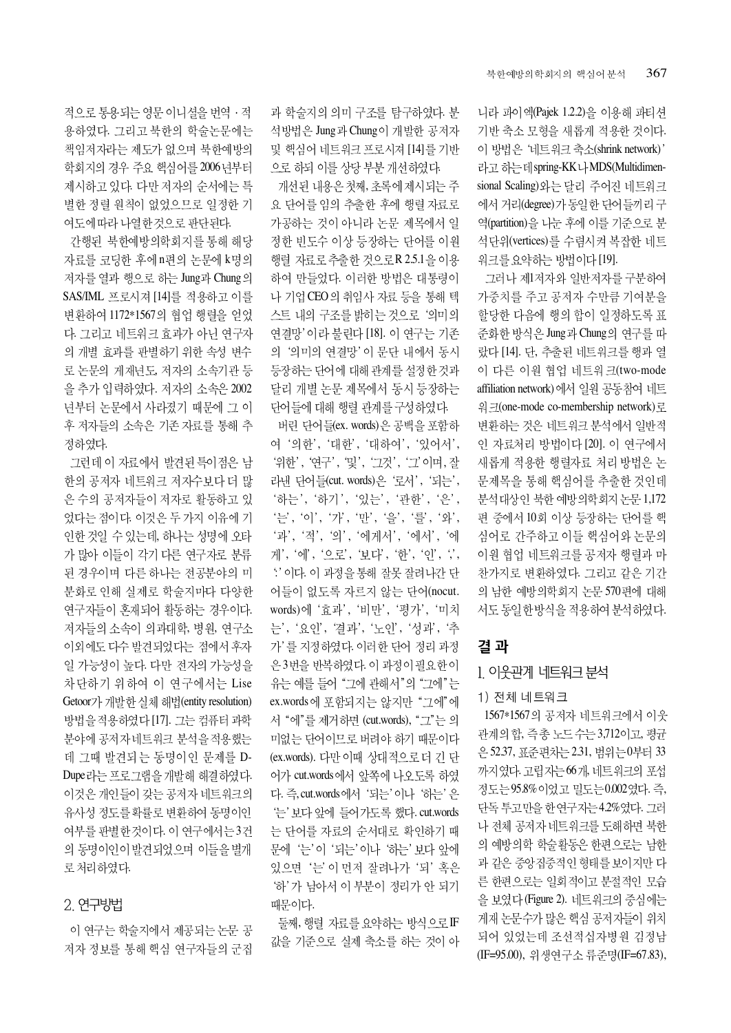적으로 통용되는 영문 이니셜을 번역 · 적용하였다. 그리고 북한의 학술논문에는 책임저자라는 제도가 없으며 북한예방의학회지의 경우 주요 핵심어를 2006년부터 제시하고 있다. 다만 저자의 순서에는 특별한 정렬 원칙이 없었으므로 일정한 기여도에 따라 나열한 것으로 판단된다.

간행된 북한예방의학회지를 통해 해당 자료를 코딩한 후에 n편의 논문에 k명의 저자를 열과 행으로 하는 Jung과 Chung의 SAS/IML 프로시져 [14]를 적용하고 이를 변환하여 1172*1567의 협업 행렬을 얻었다. 그리고 네트워크 효과가 아닌 연구자의 개별 효과를 판별하기 위한 속성 변수로 논문의 게재년도, 저자의 소속기관 등을 추가 입력하였다. 저자의 소속은 2002년부터 논문에서 사라졌기 때문에 그 이후 저자들의 소속은 기존 자료를 통해 추정하였다.

그런데 이 자료에서 발견된 특이점은 남한의 공저자 네트워크 저자수보다 더 많은 수의 공저자들이 저자로 활동하고 있었다는 점이다. 이것은 두 가지 이유에 기인한 것일 수 있는데, 하나는 성명에 오타가 많아 이들이 각기 다른 연구자로 분류된 경우이며 다른 하나는 전공분야의 미분화로 인해 실제로 학술지마다 다양한 연구자들이 혼재되어 활동하는 경우이다. 저자들의 소속이 의과대학, 병원, 연구소 이외에도 다수 발견되었다는 점에서 후자일 가능성이 높다. 다만 전자의 가능성을 차단하기 위하여 이 연구에서는 Lise Getoor가 개발한 실체 해법(entity resolution) 방법을 적용하였다 [17]. 그는 컴퓨터 과학 분야에 공저자 네트워크 분석을 적용했는데 그때 발견되는 동명이인 문제를 D-Dupe라는 프로그램을 개발해 해결하였다. 이것은 개인들이 갖는 공저자 네트워크의 유사성 정도를 확률로 변환하여 동명이인 여부를 판별한 것이다. 이 연구에서는 3건의 동명이인이 발견되었으며 이들을 별개로 처리하였다.

## 2. 연구방법

이 연구는 학술지에서 제공되는 논문 공저자 정보를 통해 핵심 연구자들의 군집과 학술지의 의미 구조를 탐구하였다. 분석방법은 Jung과 Chung이 개발한 공저자 및 핵심어 네트워크 프로시져 [14]를 기반으로 하되 이를 상당 부분 개선하였다.

개선된 내용은 첫째, 초록에 제시되는 주요 단어를 임의 추출한 후에 행렬 자료로 가공하는 것이 아니라 논문 제목에서 일정한 빈도수 이상 등장하는 단어를 이원 행렬 자료로 추출한 것으로 R 2.5.1을 이용하여 만들었다. 이러한 방법은 대통령이나 기업 CEO의 취임사 자료 등을 통해 텍스트 내의 구조를 밝히는 것으로 '의미의 연결망'이라 불린다 [18]. 이 연구는 기존의 '의미의 연결망'이 문단 내에서 동시 등장하는 단어에 대해 관계를 설정한 것과 달리 개별 논문 제목에서 동시 등장하는 단어들에 대해 행렬 관계를 구성하였다.

버린 단어들(ex. words)은 공백을 포함하여 '의한', '대한', '대하여', '있어서', '위한', '연구', '및', '그것', '그'이며, 잘라낸 단어들(cut. words)은 '로서', '되는', '하는', '하기', '있는', '관한', '은', '는', '이', '가', '만', '을', '를', '와', '과', '적', '의', '에게서', '에서', '에게', '에', '으로', '보다', '한', '인', ',', '.'이다. 이 과정을 통해 잘못 잘려나간 단어들이 없도록 자르지 않는 단어(nocut. words)에 '효과', '비만', '평가', '미치는', '요인', '결과', '노인', '성과', '추가'를 지정하였다. 이러한 단어 정리 과정은 3번을 반복하였다. 이 과정이 필요한 이유는 예를 들어 "그에 관해서"의 "그에"는 ex.words에 포함되지는 않지만 "그에"에서 "에"를 제거하면 (cut.words), "그"는 의미없는 단어이므로 버려야 하기 때문이다 (ex.words). 다만 이때 상대적으로 더 긴 단어가 cut.words에서 앞쪽에 나오도록 하였다. 즉, cut.words에서 '되는'이나 '하는'은 '는'보다 앞에 들어가도록 했다. cut.words는 단어를 자료의 순서대로 확인하기 때문에 '는'이 '되는'이나 '하는'보다 앞에 있으면 '는'이 먼저 잘려나가 '되' 혹은 '하'가 남아서 이 부분이 정리가 안 되기 때문이다.

둘째, 행렬 자료를 요약하는 방식으로 IF 값을 기준으로 실제 축소를 하는 것이 아니라 파이엑(Pajek 1.2.2)을 이용해 파티션 기반 축소 모형을 새롭게 적용한 것이다. 이 방법은 '네트워크 축소(shrink network)'라고 하는데 spring-KK나 MDS(Multidimensional Scaling)와는 달리 주어진 네트워크에서 거리(degree)가 동일한 단어들끼리 구역(partition)을 나눈 후에 이를 기준으로 분석단위(vertices)를 수렴시켜 복잡한 네트워크를 요약하는 방법이다 [19].

그러나 제1저자와 일반저자를 구분하여 가중치를 주고 공저자 수만큼 기여분을 할당한 다음에 행의 합이 일정하도록 표준화한 방식은 Jung과 Chung의 연구를 따랐다 [14]. 단, 추출된 네트워크를 행과 열이 다른 이원 협업 네트워크(two-mode affiliation network)에서 일원 공동참여 네트워크(one-mode co-membership network)로 변환하는 것은 네트워크 분석에서 일반적인 자료처리 방법이다 [20]. 이 연구에서 새롭게 적용한 행렬자료 처리 방법은 논문제목을 통해 핵심어를 추출한 것인데 분석대상인 북한 예방의학회지 논문 1,172편 중에서 10회 이상 등장하는 단어를 핵심어로 간주하고 이들 핵심어와 논문의 이원 협업 네트워크를 공저자 행렬과 마찬가지로 변환하였다. 그리고 같은 기간의 남한 예방의학회지 논문 570편에 대해서도 동일한 방식을 적용하여 분석하였다.

# 결 과

## 1. 이웃관계 네트워크 분석

### 1) 전체 네트워크

1567*1567의 공저자 네트워크에서 이웃관계의 합, 즉 총 노드 수는 3,712이고, 평균은 52.37, 표준편차는 2.31, 범위는 0부터 33까지였다. 고립자는 66개, 네트워크의 포섭정도는 95.8%이었고 밀도는 0.002였다. 즉, 단독 투고만을 한 연구자는 4.2%였다. 그러나 전체 공저자 네트워크를 도해하면 북한의 예방의학 학술활동은 한편으로는 남한과 같은 중앙집중적인 형태를 보이지만 다른 한편으로는 일회적이고 분절적인 모습을 보였다 (Figure 2). 네트워크의 중심에는 게재 논문수가 많은 핵심 공저자들이 위치되어 있었는데 조선적십자병원 김정남 (IF=95.00), 위생연구소 류준명(IF=67.83),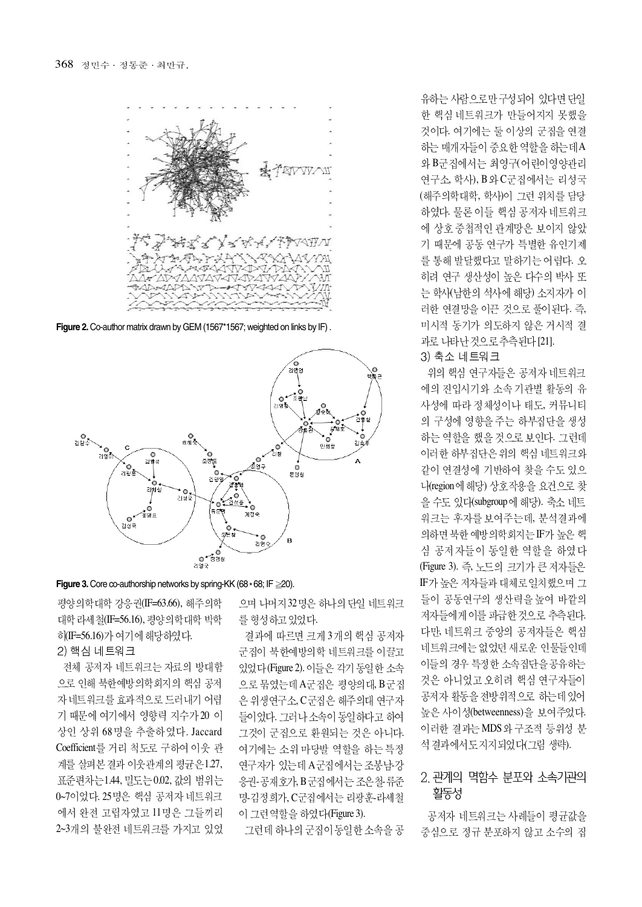Figure 2. Co-author matrix drawn by GEM (1567*1567; weighted on links by IF) .

Figure 3. Core co-authorship networks by spring-KK (68 * 68; IF ≥20).

평양의학대학 강응권(IF=63.66), 해주의학대학 라세철(IF=56.16), 평양의학대학 박학히(IF=56.16)가 여기에 해당하였다.

### 2) 핵심 네트워크

전체 공저자 네트워크는 자료의 방대함으로 인해 북한예방의학회지의 핵심 공저자 네트워크를 효과적으로 드러내기 어렵기 때문에 여기에서 영향력 지수가 20 이상인 상위 68명을 추출하였다. Jaccard Coefficient를 거리 척도로 구하여 이웃 관계를 살펴본 결과 이웃관계의 평균은 1.27, 표준편차는 1.44, 밀도는 0.02, 값의 범위는 0~7이었다. 25명은 핵심 공저자 네트워크에서 완전 고립자였고 11명은 그들끼리 2~3개의 불완전 네트워크를 가지고 있었으며 나머지 32명은 하나의 단일 네트워크를 형성하고 있었다.

결과에 따르면 크게 3개의 핵심 공저자 군집이 북한예방의학 네트워크를 이끌고 있었다(Figure 2). 이들은 각기 동일한 소속으로 묶였는데 A군집은 평양의대, B군집은 위생연구소, C군집은 해주의대 연구자들이었다. 그러나 소속이 동일하다고 하여 그것이 군집으로 환원되는 것은 아니다. 여기에는 소위 마당발 역할을 하는 특정 연구자가 있는데 A군집에서는 조봉남·강응권·공제호가, B군집에서는 조은철·류준명·김정희가, C군집에서는 리광훈·라세철이 그런 역할을 하였다(Figure 3).

그런데 하나의 군집이 동일한 소속을 공유하는 사람으로만 구성되어 있다면 단일한 핵심 네트워크가 만들어지지 못했을 것이다. 여기에는 둘 이상의 군집을 연결하는 매개자들이 중요한 역할을 하는데 A와 B군집에서는 최영구(어린이영양관리연구소, 학사), B와 C군집에서는 리성국(해주의학대학, 학사)이 그런 위치를 담당하였다. 물론 이들 핵심 공저자 네트워크에 상호 중첩적인 관계망은 보이지 않았기 때문에 공동 연구가 특별한 유인기제를 통해 발달했다고 말하기는 어렵다. 오히려 연구 생산성이 높은 다수의 박사 또는 학사(남한의 석사에 해당) 소지자가 이러한 연결망을 이끈 것으로 풀이된다. 즉, 미시적 동기가 의도하지 않은 거시적 결과로 나타난 것으로 추측된다[21].

### 3) 축소 네트워크

위의 핵심 연구자들은 공저자 네트워크에의 진입시기와 소속 기관별 활동의 유사성에 따라 정체성이나 태도, 커뮤니티의 구성에 영향을 주는 하부집단을 생성하는 역할을 했을 것으로 보인다. 그런데 이러한 하부집단은 위의 핵심 네트워크와 같이 연결성에 기반하여 찾을 수도 있으나(region에 해당) 상호작용을 요건으로 찾을 수도 있다(subgroup에 해당). 축소 네트워크는 후자를 보여주는데, 분석결과에 의하면 북한 예방의학회지는 IF가 높은 핵심 공저자들이 동일한 역할을 하였다(Figure 3). 즉, 노드의 크기가 큰 저자들은 IF가 높은 저자들과 대체로 일치했으며 그들이 공동연구의 생산력을 높여 바깥의 저자들에게 이를 파급한 것으로 추측된다. 다만, 네트워크 중앙의 공저자들은 핵심 네트워크에는 없었던 새로운 인물들인데 이들의 경우 특정한 소속집단을 공유하는 것은 아니었고 오히려 핵심 연구자들이 공저자 활동을 전방위적으로 하는데 있어 높은 사이성(betweenness)을 보여주었다. 이러한 결과는 MDS와 구조적 등위성 분석 결과에서도 지지되었다(그림 생략).

## 2. 관계의 멱함수 분포와 소속기관의 활동성

공저자 네트워크는 사례들이 평균값을 중심으로 정규 분포하지 않고 소수의 집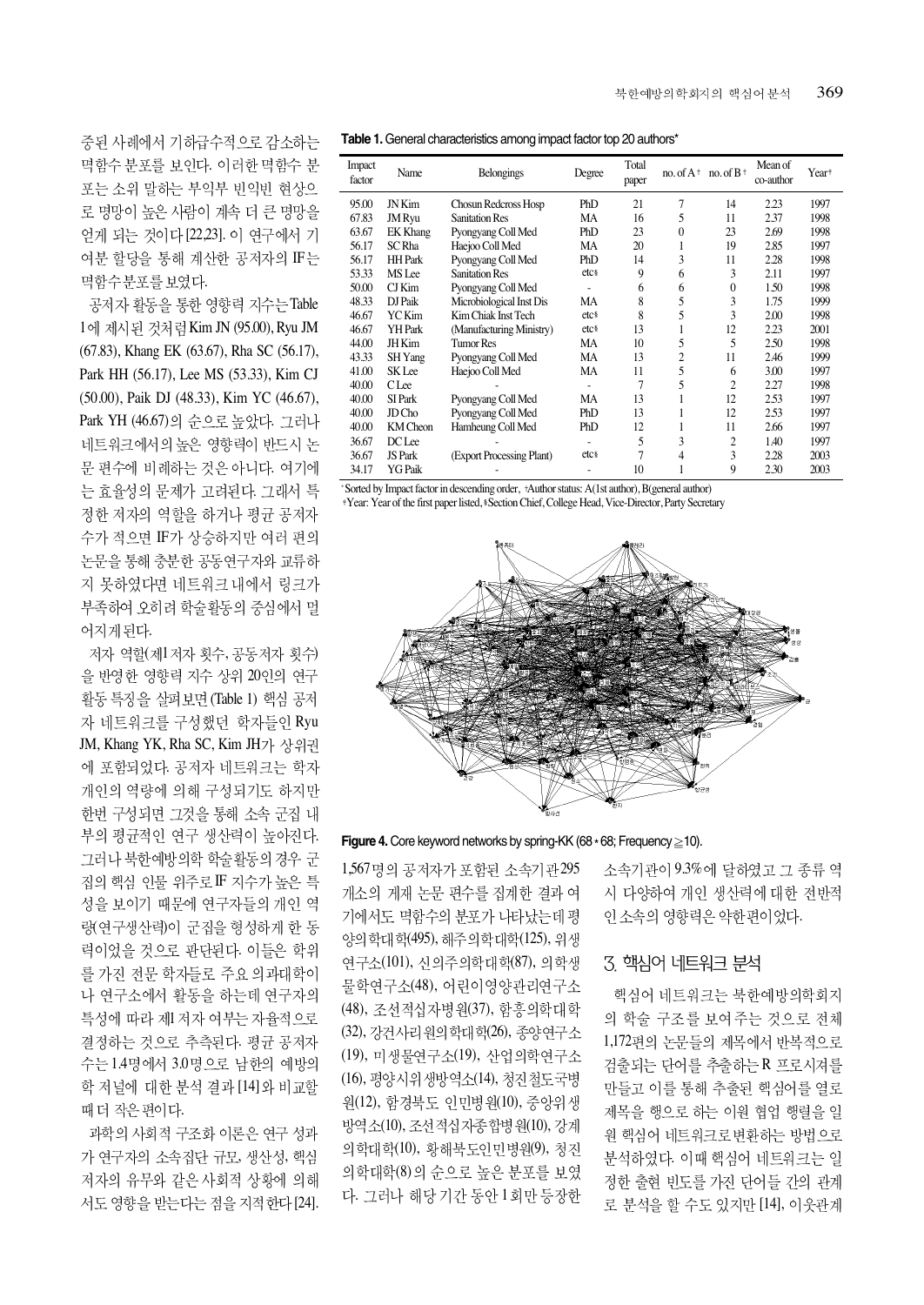중된 사례에서 기하급수적으로 감소하는 멱함수 분포를 보인다. 이러한 멱함수 분포는 소위 말하는 부익부 빈익빈 현상으로 명망이 높은 사람이 계속 더 큰 명망을 얻게 되는 것이다[22,23]. 이 연구에서 기여분 할당을 통해 계산한 공저자의 IF는 멱함수분포를 보였다.

공저자 활동을 통한 영향력 지수는 Table 1에 제시된 것처럼 Kim JN (95.00), Ryu JM (67.83), Khang EK (63.67), Rha SC (56.17), Park HH (56.17), Lee MS (53.33), Kim CJ (50.00), Paik DJ (48.33), Kim YC (46.67), Park YH (46.67)의 순으로 높았다. 그러나 네트워크에서의 높은 영향력이 반드시 논문 편수에 비례하는 것은 아니다. 여기에는 효율성의 문제가 고려된다. 그래서 특정한 저자의 역할을 하거나 평균 공저자 수가 적으면 IF가 상승하지만 여러 편의 논문을 통해 충분한 공동연구자와 교류하지 못하였다면 네트워크 내에서 링크가 부족하여 오히려 학술활동의 중심에서 멀어지게 된다.

저자 역할(제1저자 횟수, 공동저자 횟수)을 반영한 영향력 지수 상위 20인의 연구활동 특징을 살펴보면 (Table 1) 핵심 공저자 네트워크를 구성했던 학자들인 Ryu JM, Khang YK, Rha SC, Kim JH가 상위권에 포함되었다. 공저자 네트워크는 학자 개인의 역량에 의해 구성되기도 하지만 한번 구성되면 그것을 통해 소속 군집 내부의 평균적인 연구 생산력이 높아진다. 그러나 북한예방의학 학술활동의 경우 군집의 핵심 인물 위주로 IF 지수가 높은 특성을 보이기 때문에 연구자들의 개인 역량(연구생산력)이 군집을 형성하게 한 동력이었을 것으로 판단된다. 이들은 학위를 가진 전문 학자들로 주요 의과대학이나 연구소에서 활동을 하는데 연구자의 특성에 따라 제1저자 여부는 자율적으로 결정하는 것으로 추측된다. 평균 공저자 수는 1.4명에서 3.0명으로 남한의 예방의학 저널에 대한 분석 결과 [14]와 비교할 때 더 작은 편이다.

과학의 사회적 구조화 이론은 연구 성과가 연구자의 소속집단 규모, 생산성, 핵심 저자의 유무와 같은 사회적 상황에 의해서도 영향을 받는다는 점을 지적한다[24].

**Table 1.** General characteristics among impact factor top 20 authors*

| Impact factor | Name | Belongings | Degree | Total paper | no. of A† | no. of B† | Mean of co-author | Year‡ |
|---|---|---|---|---|---|---|---|---|
| 95.00 | JN Kim | Chosun Redcross Hosp | PhD | 21 | 7 | 14 | 2.23 | 1997 |
| 67.83 | JM Ryu | Sanitation Res | MA | 16 | 5 | 11 | 2.37 | 1998 |
| 63.67 | EK Khang | Pyongyang Coll Med | PhD | 23 | 0 | 23 | 2.69 | 1998 |
| 56.17 | SC Rha | Haejoo Coll Med | MA | 20 | 1 | 19 | 2.85 | 1997 |
| 56.17 | HH Park | Pyongyang Coll Med | PhD | 14 | 3 | 11 | 2.28 | 1998 |
| 53.33 | MS Lee | Sanitation Res | etc§ | 9 | 6 | 3 | 2.11 | 1997 |
| 50.00 | CJ Kim | Pyongyang Coll Med | - | 6 | 6 | 0 | 1.50 | 1998 |
| 48.33 | DJ Paik | Microbiological Inst Dis | MA | 8 | 5 | 3 | 1.75 | 1999 |
| 46.67 | YC Kim | Kim Chiak Inst Tech | etc§ | 8 | 5 | 3 | 2.00 | 1998 |
| 46.67 | YH Park | (Manufacturing Ministry) | etc§ | 13 | 1 | 12 | 2.23 | 2001 |
| 44.00 | JH Kim | Tumor Res | MA | 10 | 5 | 5 | 2.50 | 1998 |
| 43.33 | SH Yang | Pyongyang Coll Med | MA | 13 | 2 | 11 | 2.46 | 1999 |
| 41.00 | SK Lee | Haejoo Coll Med | MA | 11 | 5 | 6 | 3.00 | 1997 |
| 40.00 | C Lee | - | - | 7 | 5 | 2 | 2.27 | 1998 |
| 40.00 | SI Park | Pyongyang Coll Med | MA | 13 | 1 | 12 | 2.53 | 1997 |
| 40.00 | JD Cho | Pyongyang Coll Med | PhD | 13 | 1 | 12 | 2.53 | 1997 |
| 40.00 | KM Cheon | Hamheung Coll Med | PhD | 12 | 1 | 11 | 2.66 | 1997 |
| 36.67 | DC Lee | - | - | 5 | 3 | 2 | 1.40 | 1997 |
| 36.67 | JS Park | (Export Processing Plant) | etc§ | 7 | 4 | 3 | 2.28 | 2003 |
| 34.17 | YG Paik | - | - | 10 | 1 | 9 | 2.30 | 2003 |

*Sorted by Impact factor in descending order, †Author status: A(1st author), B(general author)
‡Year: Year of the first paper listed, §Section Chief, College Head, Vice-Director, Party Secretary

**Figure 4.** Core keyword networks by spring-KK (68*68; Frequency ≥10).

1,567명의 공저자가 포함된 소속기관 295개소의 게재 논문 편수를 집계한 결과 여기에서도 멱함수의 분포가 나타났는데 평양의학대학(495), 해주의학대학(125), 위생연구소(101), 신의주의학대학(87), 의학생물학연구소(48), 어린이영양관리연구소(48), 조선적십자병원(37), 함흥의학대학(32), 강건사리원의학대학(26), 종양연구소(19), 미생물연구소(19), 산업의학연구소(16), 평양시위생방역소(14), 청진철도국병원(12), 함경북도 인민병원(10), 중앙위생방역소(10), 조선적십자종합병원(10), 강계의학대학(10), 황해북도인민병원(9), 청진의학대학(8)의 순으로 높은 분포를 보였다. 그러나 해당 기간 동안 1회만 등장한 소속기관이 9.3%에 달하였고 그 종류 역시 다양하여 개인 생산력에 대한 전반적인 소속의 영향력은 약한편이었다.

## 3. 핵심어 네트워크 분석

핵심어 네트워크는 북한예방의학회지의 학술 구조를 보여주는 것으로 전체 1,172편의 논문들의 제목에서 반복적으로 검출되는 단어를 추출하는 R 프로시져를 만들고 이를 통해 추출된 핵심어를 열로 제목을 행으로 하는 이원 협업 행렬을 일원 핵심어 네트워크로 변환하는 방법으로 분석하였다. 이때 핵심어 네트워크는 일정한 출현 빈도를 가진 단어들 간의 관계로 분석을 할 수도 있지만 [14], 이웃관계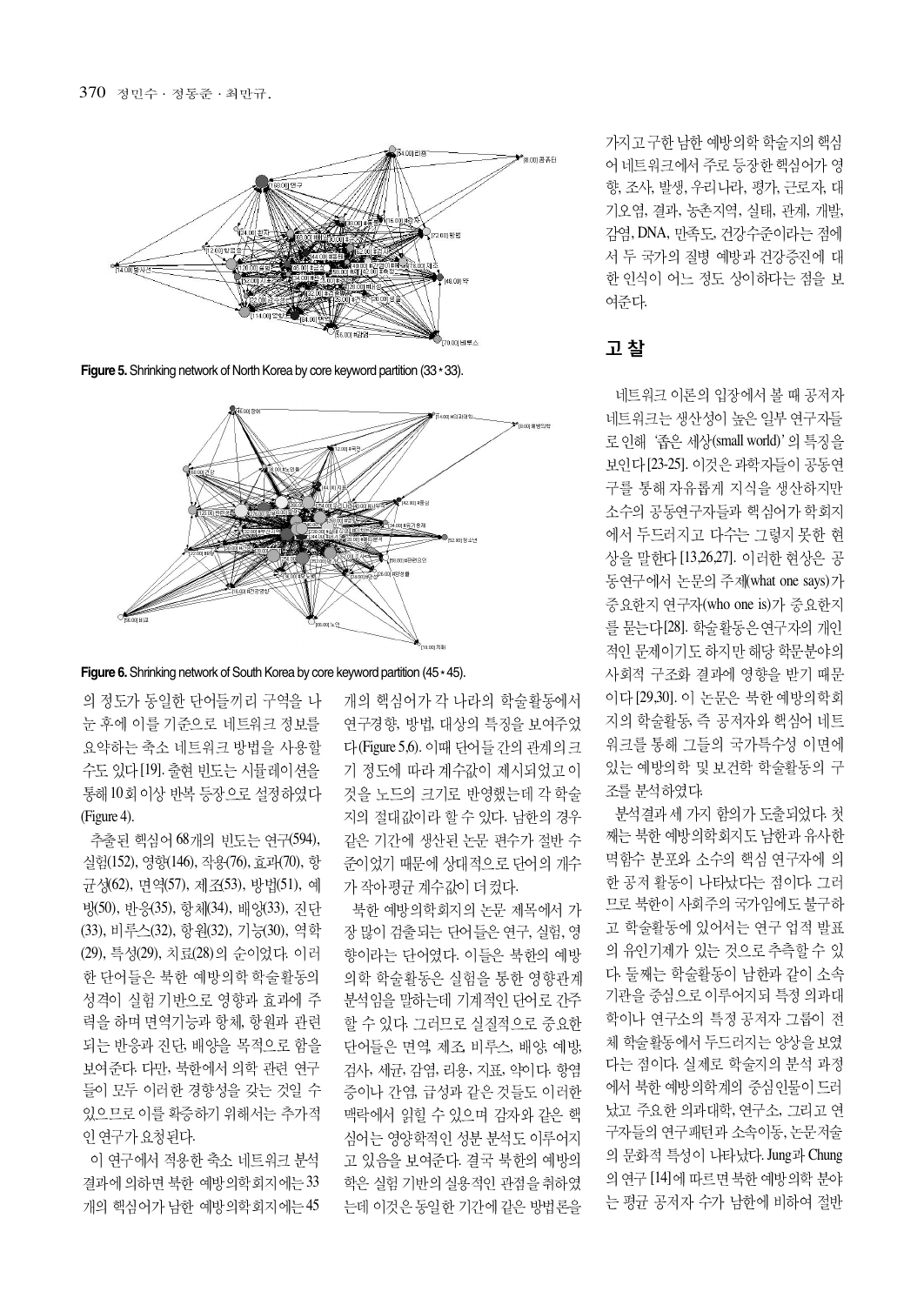**Figure 5.** Shrinking network of North Korea by core keyword partition (33 * 33).

**Figure 6.** Shrinking network of South Korea by core keyword partition (45 * 45).

의 정도가 동일한 단어들끼리 구역을 나눈 후에 이를 기준으로 네트워크 정보를 요약하는 축소 네트워크 방법을 사용할 수도 있다 [19]. 출현 빈도는 시뮬레이션을 통해 10회 이상 반복 등장으로 설정하였다 (Figure 4).

추출된 핵심어 68개의 빈도는 연구(594), 실험(152), 영향(146), 작용(76), 효과(70), 항균성(62), 면역(57), 제조(53), 방법(51), 예방(50), 반응(35), 항체(34), 배양(33), 진단(33), 비루스(32), 항원(32), 기능(30), 역학(29), 특성(29), 치료(28)의 순이었다. 이러한 단어들은 북한 예방의학 학술활동의 성격이 실험 기반으로 영향과 효과에 주력을 하며 면역기능과 항체, 항원과 관련되는 반응과 진단, 배양을 목적으로 함을 보여준다. 다만, 북한에서 의학 관련 연구들이 모두 이러한 경향성을 갖는 것일 수 있으므로 이를 확증하기 위해서는 추가적인 연구가 요청된다.

이 연구에서 적용한 축소 네트워크 분석 결과에 의하면 북한 예방의학회지에는 33개의 핵심어가 남한 예방의학회지에는 45개의 핵심어가 각 나라의 학술활동에서 연구경향, 방법, 대상의 특징을 보여주었다 (Figure 5,6). 이때 단어들 간의 관계의 크기 정도에 따라 계수값이 제시되었고 이것을 노드의 크기로 반영했는데 각 학술지의 절대값이라 할 수 있다. 남한의 경우 같은 기간에 생산된 논문 편수가 절반 수준이었기 때문에 상대적으로 단어의 개수가 작아 평균 계수값이 더 컸다.

북한 예방의학회지의 논문 제목에서 가장 많이 검출되는 단어들은 연구, 실험, 영향이라는 단어였다. 이들은 북한의 예방의학 학술활동은 실험을 통한 영향관계 분석임을 말하는데 기계적인 단어로 간주할 수 있다. 그러므로 실질적으로 중요한 단어들은 면역, 제조, 비루스, 배양, 예방, 검사, 세균, 감염, 리용, 지표, 약이다. 항염증이나 간염, 급성과 같은 것들도 이러한 맥락에서 읽힐 수 있으며 감자와 같은 핵심어는 영양학적인 성분 분석도 이루어지고 있음을 보여준다. 결국 북한의 예방의학은 실험 기반의 실용적인 관점을 취하였는데 이것은 동일한 기간에 같은 방법론을 가지고 구한 남한 예방의학 학술지의 핵심어 네트워크에서 주로 등장한 핵심어가 영향, 조사, 발생, 우리나라, 평가, 근로자, 대기오염, 결과, 농촌지역, 실태, 관계, 개발, 감염, DNA, 만족도, 건강수준이라는 점에서 두 국가의 질병 예방과 건강증진에 대한 인식이 어느 정도 상이하다는 점을 보여준다.

## 고 찰

네트워크 이론의 입장에서 볼 때 공저자 네트워크는 생산성이 높은 일부 연구자들로 인해 '좁은 세상(small world)'의 특징을 보인다 [23-25]. 이것은 과학자들이 공동연구를 통해 자유롭게 지식을 생산하지만 소수의 공동연구자들과 핵심어가 학회지에서 두드러지고 다수는 그렇지 못한 현상을 말한다 [13,26,27]. 이러한 현상은 공동연구에서 논문의 주제(what one says)가 중요한지 연구자(who one is)가 중요한지를 묻는다 [28]. 학술활동은 연구자의 개인적인 문제이기도 하지만 해당 학문분야의 사회적 구조화 결과에 영향을 받기 때문이다 [29,30]. 이 논문은 북한 예방의학회지의 학술활동, 즉 공저자와 핵심어 네트워크를 통해 그들의 국가특수성 이면에 있는 예방의학 및 보건학 학술활동의 구조를 분석하였다.

분석결과 세 가지 함의가 도출되었다. 첫째는 북한 예방의학회지도 남한과 유사한 멱함수 분포와 소수의 핵심 연구자에 의한 공저 활동이 나타났다는 점이다. 그러므로 북한이 사회주의 국가임에도 불구하고 학술활동에 있어서는 연구 업적 발표의 유인기제가 있는 것으로 추측할 수 있다. 둘째는 학술활동이 남한과 같이 소속기관을 중심으로 이루어지되 특정 의과대학이나 연구소의 특정 공저자 그룹이 전체 학술활동에서 두드러지는 양상을 보였다는 점이다. 실제로 학술지의 분석 과정에서 북한 예방의학계의 중심인물이 드러났고 주요한 의과대학, 연구소, 그리고 연구자들의 연구패턴과 소속이동, 논문저술의 문화적 특성이 나타났다. Jung과 Chung의 연구 [14]에 따르면 북한 예방의학 분야는 평균 공저자 수가 남한에 비하여 절반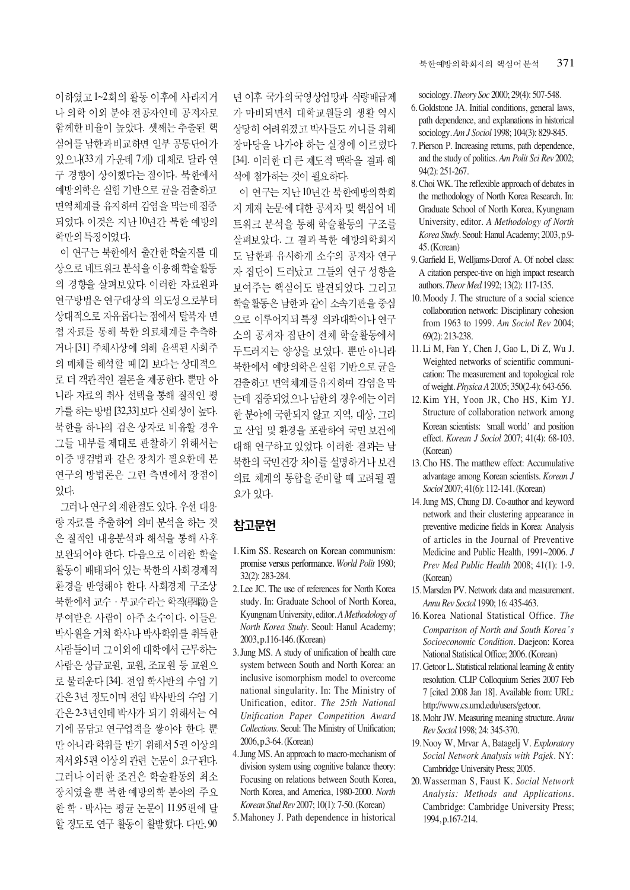이하였고 1~2회의 활동 이후에 사라지거나 의학 이외 분야 전공자인데 공저자로 함께한 비율이 높았다. 셋째는 추출된 핵심어를 남한과 비교하면 일부 공통단어가 있으나(33개 가운데 7개) 대체로 달라 연구 경향이 상이했다는 점이다. 북한에서 예방의학은 실험 기반으로 균을 검출하고 면역체계를 유지하며 감염을 막는데 집중되었다. 이것은 지난 10년간 북한 예방의 학만의 특징이었다.

이 연구는 북한에서 출간한 학술지를 대상으로 네트워크 분석을 이용해 학술활동의 경향을 살펴보았다. 이러한 자료원과 연구방법은 연구대상의 의도성으로부터 상대적으로 자유롭다는 점에서 탈북자 면접 자료를 통해 북한 의료체계를 추측하거나 [31] 주체사상에 의해 윤색된 사회주의 매체를 해석할 때 [2] 보다는 상대적으로 더 객관적인 결론을 제공한다. 뿐만 아니라 자료의 취사 선택을 통해 질적인 평가를 하는 방법 [32,33]보다 신뢰성이 높다. 북한을 하나의 검은 상자로 비유할 경우 그들 내부를 제대로 관찰하기 위해서는 이중 맹검법과 같은 장치가 필요한데 본 연구의 방법론은 그런 측면에서 장점이 있다.

그러나 연구의 제한점도 있다. 우선 대용량 자료를 추출하여 의미 분석을 하는 것은 질적인 내용분석과 해석을 통해 사후 보완되어야 한다. 다음으로 이러한 학술 활동이 배태되어 있는 북한의 사회경제적 환경을 반영해야 한다. 사회경제 구조상 북한에서 교수 · 부교수라는 학직(學職)을 부여받은 사람이 아주 소수이다. 이들은 박사원을 거쳐 학사나 박사학위를 취득한 사람들이며 그 이외에 대학에서 근무하는 사람은 상급교원, 교원, 조교원 등 교원으로 불리운다 [34]. 전임 학사반의 수업 기간은 3년 정도이며 전임 박사반의 수업 기간은 2-3년인데 박사가 되기 위해서는 여기에 몸담고 연구업적을 쌓아야 한다. 뿐만 아니라 학위를 받기 위해서 5권 이상의 저서와 5편 이상의 관련 논문이 요구된다. 그러나 이러한 조건은 학술활동의 최소 장치였을 뿐 북한 예방의학 분야의 주요한 학 · 박사는 평균 논문이 11.95편에 달할 정도로 연구 활동이 활발했다. 다만, 90년 이후 국가의 국영상업망과 식량배급제가 마비되면서 대학교원들의 생활 역시 상당히 어려워졌고 박사들도 끼니를 위해 장마당을 나가야 하는 실정에 이르렀다 [34]. 이러한 더 큰 제도적 맥락을 결과 해석에 첨가하는 것이 필요하다.

이 연구는 지난 10년간 북한예방의학회지 게재 논문에 대한 공저자 및 핵심어 네트워크 분석을 통해 학술활동의 구조를 살펴보았다. 그 결과 북한 예방의학회지도 남한과 유사하게 소수의 공저자 연구자 집단이 드러났고 그들의 연구 성향을 보여주는 핵심어도 발견되었다. 그리고 학술활동은 남한과 같이 소속기관을 중심으로 이루어지되 특정 의과대학이나 연구소의 공저자 집단이 전체 학술활동에서 두드러지는 양상을 보였다. 뿐만 아니라 북한에서 예방의학은 실험 기반으로 균을 검출하고 면역체계를 유지하며 감염을 막는데 집중되었으나 남한의 경우에는 이러한 분야에 국한되지 않고 지역, 대상, 그리고 산업 및 환경을 포괄하여 국민 보건에 대해 연구하고 있었다. 이러한 결과는 남북한의 국민건강 차이를 설명하거나 보건의료 체계의 통합을 준비할 때 고려될 필요가 있다.

## 참고문헌

1. Kim SS. Research on Korean communism: promise versus performance. *World Polit* 1980; 32(2): 283-284.
2. Lee JC. The use of references for North Korea study. In: Graduate School of North Korea, Kyungnam University, editor. *A Methodology of North Korea Study*. Seoul: Hanul Academy; 2003, p.116-146. (Korean)
3. Jung MS. A study of unification of health care system between South and North Korea: an inclusive isomorphism model to overcome national singularity. In: The Ministry of Unification, editor. *The 25th National Unification Paper Competition Award Collections*. Seoul: The Ministry of Unification; 2006, p.3-64. (Korean)
4. Jung MS. An approach to macro-mechanism of division system using cognitive balance theory: Focusing on relations between South Korea, North Korea, and America, 1980-2000. *North Korean Stud Rev* 2007; 10(1): 7-50. (Korean)
5. Mahoney J. Path dependence in historical sociology. *Theory Soc* 2000; 29(4): 507-548.
6. Goldstone JA. Initial conditions, general laws, path dependence, and explanations in historical sociology. *Am J Sociol* 1998; 104(3): 829-845.
7. Pierson P. Increasing returns, path dependence, and the study of politics. *Am Polit Sci Rev* 2002; 94(2): 251-267.
8. Choi WK. The reflexible approach of debates in the methodology of North Korea Research. In: Graduate School of North Korea, Kyungnam University, editor. *A Methodology of North Korea Study*. Seoul: Hanul Academy; 2003, p.9-45. (Korean)
9. Garfield E, Welljams-Dorof A. Of nobel class: A citation perspec-tive on high impact research authors. *Theor Med* 1992; 13(2): 117-135.
10. Moody J. The structure of a social science collaboration network: Disciplinary cohesion from 1963 to 1999. *Am Sociol Rev* 2004; 69(2): 213-238.
11. Li M, Fan Y, Chen J, Gao L, Di Z, Wu J. Weighted networks of scientific communication: The measurement and topological role of weight. *Physica A* 2005; 350(2-4): 643-656.
12. Kim YH, Yoon JR, Cho HS, Kim YJ. Structure of collaboration network among Korean scientists: 'small world' and position effect. *Korean J Sociol* 2007; 41(4): 68-103. (Korean)
13. Cho HS. The matthew effect: Accumulative advantage among Korean scientists. *Korean J Sociol* 2007; 41(6): 112-141. (Korean)
14. Jung MS, Chung DJ. Co-author and keyword network and their clustering appearance in preventive medicine fields in Korea: Analysis of articles in the Journal of Preventive Medicine and Public Health, 1991~2006. *J Prev Med Public Health* 2008; 41(1): 1-9. (Korean)
15. Marsden PV. Network data and measurement. *Annu Rev Soctol* 1990; 16: 435-463.
16. Korea National Statistical Office. *The Comparison of North and South Korea's Socioeconomic Condition*. Daejeon: Korea National Statistical Office; 2006. (Korean)
17. Getoor L. Statistical relational learning & entity resolution. CLIP Colloquium Series 2007 Feb 7 [cited 2008 Jan 18]. Available from: URL: http://www.cs.umd.edu/users/getoor.
18. Mohr JW. Measuring meaning structure. *Annu Rev Soctol* 1998; 24: 345-370.
19. Nooy W, Mrvar A, Batagelj V. *Exploratory Social Network Analysis with Pajek*. NY: Cambridge University Press; 2005.
20. Wasserman S, Faust K. *Social Network Analysis: Methods and Applications*. Cambridge: Cambridge University Press; 1994, p.167-214.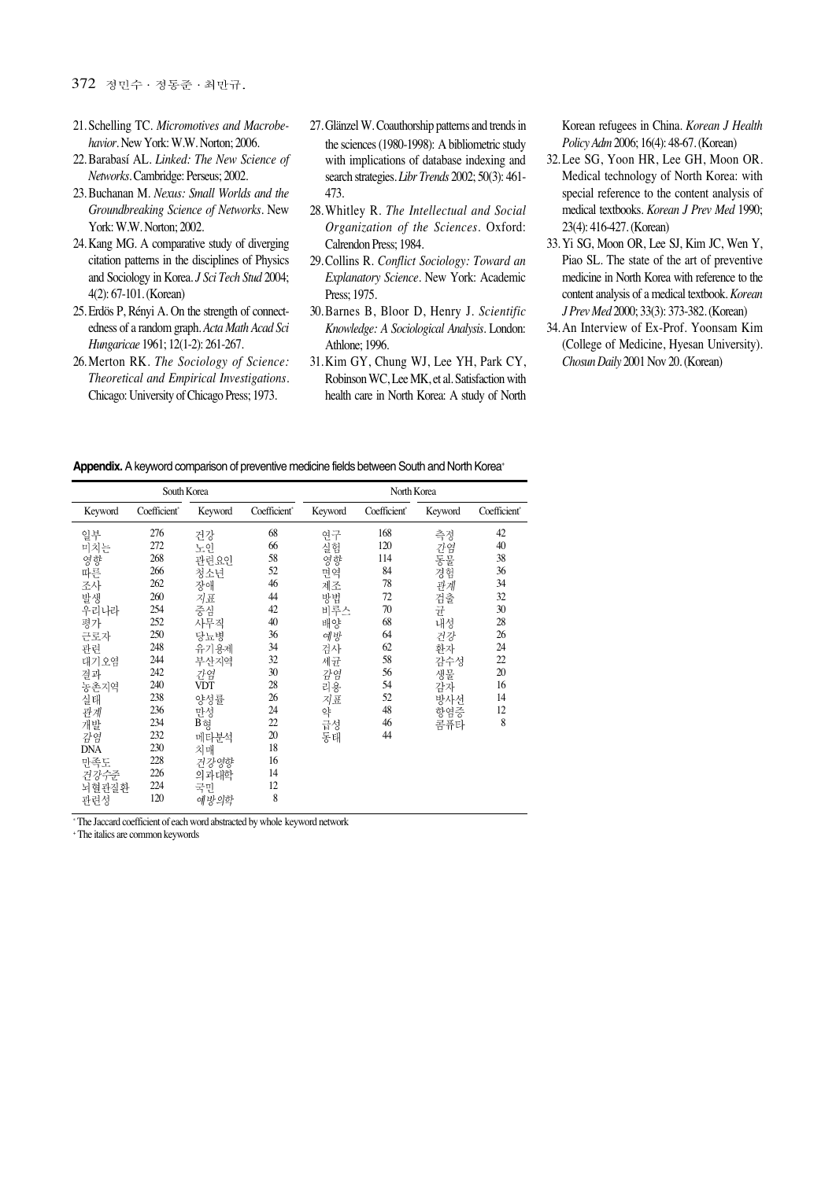21. Schelling TC. *Micromotives and Macrobehavior*. New York: W.W. Norton; 2006.
22. Barabasí AL. *Linked: The New Science of Networks*. Cambridge: Perseus; 2002.
23. Buchanan M. *Nexus: Small Worlds and the Groundbreaking Science of Networks*. New York: W.W. Norton; 2002.
24. Kang MG. A comparative study of diverging citation patterns in the disciplines of Physics and Sociology in Korea. *J Sci Tech Stud* 2004; 4(2): 67-101. (Korean)
25. Erdös P, Rényi A. On the strength of connectedness of a random graph. *Acta Math Acad Sci Hungaricae* 1961; 12(1-2): 261-267.
26. Merton RK. *The Sociology of Science: Theoretical and Empirical Investigations*. Chicago: University of Chicago Press; 1973.
27. Glänzel W. Coauthorship patterns and trends in the sciences (1980-1998): A bibliometric study with implications of database indexing and search strategies. *Libr Trends* 2002; 50(3): 461-473.
28. Whitley R. *The Intellectual and Social Organization of the Sciences*. Oxford: Calrendon Press; 1984.
29. Collins R. *Conflict Sociology: Toward an Explanatory Science*. New York: Academic Press; 1975.
30. Barnes B, Bloor D, Henry J. *Scientific Knowledge: A Sociological Analysis*. London: Athlone; 1996.
31. Kim GY, Chung WJ, Lee YH, Park CY, Robinson WC, Lee MK, et al. Satisfaction with health care in North Korea: A study of North Korean refugees in China. *Korean J Health Policy Adm* 2006; 16(4): 48-67. (Korean)
32. Lee SG, Yoon HR, Lee GH, Moon OR. Medical technology of North Korea: with special reference to the content analysis of medical textbooks. *Korean J Prev Med* 1990; 23(4): 416-427. (Korean)
33. Yi SG, Moon OR, Lee SJ, Kim JC, Wen Y, Piao SL. The state of the art of preventive medicine in North Korea with reference to the content analysis of a medical textbook. *Korean J Prev Med* 2000; 33(3): 373-382. (Korean)
34. An Interview of Ex-Prof. Yoonsam Kim (College of Medicine, Hyesan University). *Chosun Daily* 2001 Nov 20. (Korean)

**Appendix.** A keyword comparison of preventive medicine fields between South and North Korea[+]

| South Korea | | | | North Korea | | | |
|---|---|---|---|---|---|---|---|
| Keyword | Coefficient[*] | Keyword | Coefficient[*] | Keyword | Coefficient[*] | Keyword | Coefficient[*] |
| 일부 | 276 | 건강 | 68 | 연구 | 168 | 측정 | 42 |
| 미치는 | 272 | 노인 | 66 | 실험 | 120 | *간염* | 40 |
| 영향 | 268 | 관련요인 | 58 | 영향 | 114 | 동물 | 38 |
| 따른 | 266 | 청소년 | 52 | 면역 | 84 | 경험 | 36 |
| 조사 | 262 | 장애 | 46 | 제조 | 78 | *관계* | 34 |
| 발생 | 260 | *지표* | 44 | 방법 | 72 | 검출 | 32 |
| 우리나라 | 254 | 중심 | 42 | 비루스 | 70 | 균 | 30 |
| 평가 | 252 | 사무직 | 40 | 배양 | 68 | 내성 | 28 |
| 근로자 | 250 | 당뇨병 | 36 | *예방* | 64 | *건강* | 26 |
| 관련 | 248 | 유기용제 | 34 | 검사 | 62 | 환자 | 24 |
| 대기오염 | 244 | 부산지역 | 32 | 세균 | 58 | 감수성 | 22 |
| 결과 | 242 | *간염* | 30 | *감염* | 56 | 생물 | 20 |
| 농촌지역 | 240 | VDT | 28 | 리용 | 54 | 감자 | 16 |
| 실태 | 238 | 양성률 | 26 | *지표* | 52 | 방사선 | 14 |
| *관계* | 236 | 만성 | 24 | 약 | 48 | 항염증 | 12 |
| 개발 | 234 | B형 | 22 | 급성 | 46 | 콤퓨타 | 8 |
| *감염* | 232 | 메타분석 | 20 | 동태 | 44 | | |
| DNA | 230 | 치매 | 18 | | | | |
| 만족도 | 228 | *건강영향* | 16 | | | | |
| *건강수준* | 226 | 의과대학 | 14 | | | | |
| 뇌혈관질환 | 224 | 국민 | 12 | | | | |
| 관련성 | 120 | *예방의학* | 8 | | | | |

[*] The Jaccard coefficient of each word abstracted by whole keyword network
[+] The italics are common keywords